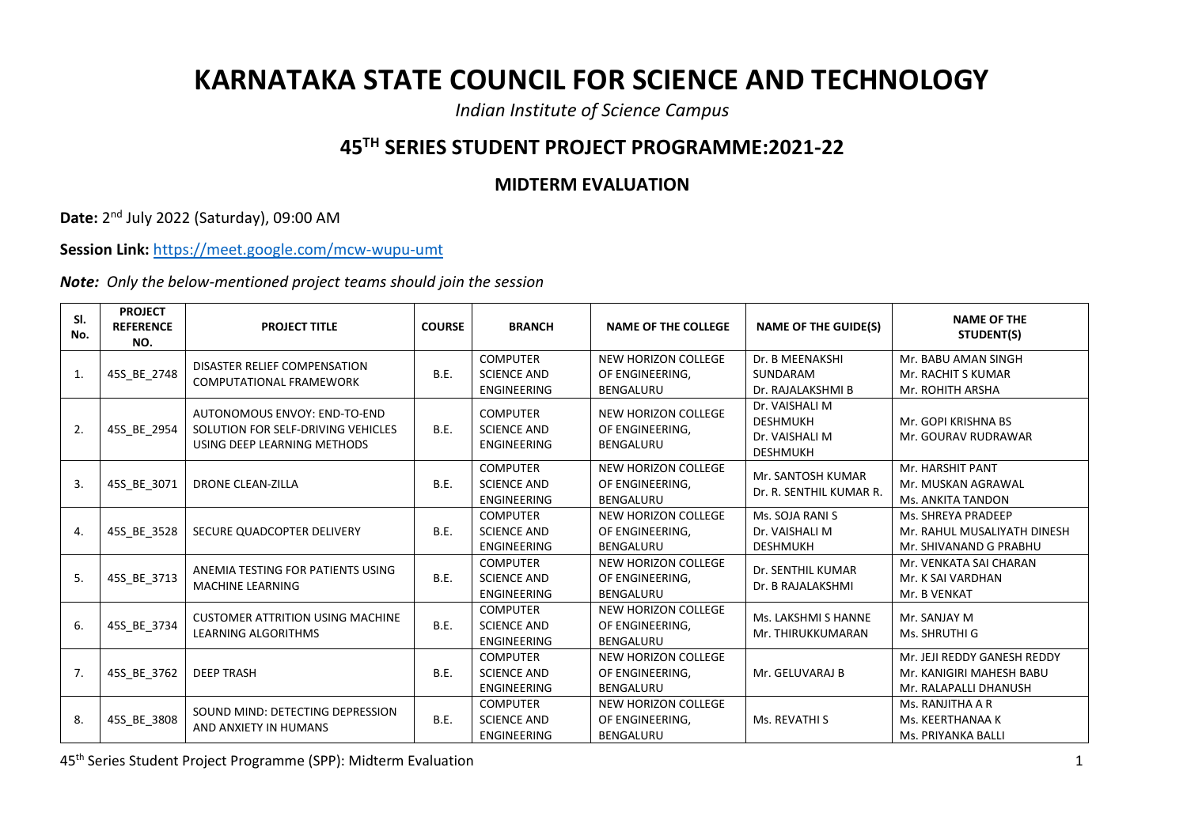# KARNATAKA STATE COUNCIL FOR SCIENCE AND TECHNOLOGY

*Indian Institute of Science Campus*

## 45TH SERIES STUDENT PROJECT PROGRAMME:2021-22

### MIDTERM EVALUATION

**Date:** 2nd July 2022 (Saturday), 09:00 AM

**Session Link:** https://meet.google.com/mcw-wupu-umt

***Note:*** *Only the below-mentioned project teams should join the session*

| Sl. No. | PROJECT REFERENCE NO. | PROJECT TITLE | COURSE | BRANCH | NAME OF THE COLLEGE | NAME OF THE GUIDE(S) | NAME OF THE STUDENT(S) |
|---|---|---|---|---|---|---|---|
| 1. | 45S_BE_2748 | DISASTER RELIEF COMPENSATION COMPUTATIONAL FRAMEWORK | B.E. | COMPUTER SCIENCE AND ENGINEERING | NEW HORIZON COLLEGE OF ENGINEERING, BENGALURU | Dr. B MEENAKSHI SUNDARAM<br>Dr. RAJALAKSHMI B | Mr. BABU AMAN SINGH<br>Mr. RACHIT S KUMAR<br>Mr. ROHITH ARSHA |
| 2. | 45S_BE_2954 | AUTONOMOUS ENVOY: END-TO-END SOLUTION FOR SELF-DRIVING VEHICLES USING DEEP LEARNING METHODS | B.E. | COMPUTER SCIENCE AND ENGINEERING | NEW HORIZON COLLEGE OF ENGINEERING, BENGALURU | Dr. VAISHALI M DESHMUKH<br>Dr. VAISHALI M DESHMUKH | Mr. GOPI KRISHNA BS<br>Mr. GOURAV RUDRAWAR |
| 3. | 45S_BE_3071 | DRONE CLEAN-ZILLA | B.E. | COMPUTER SCIENCE AND ENGINEERING | NEW HORIZON COLLEGE OF ENGINEERING, BENGALURU | Mr. SANTOSH KUMAR<br>Dr. R. SENTHIL KUMAR R. | Mr. HARSHIT PANT<br>Mr. MUSKAN AGRAWAL<br>Ms. ANKITA TANDON |
| 4. | 45S_BE_3528 | SECURE QUADCOPTER DELIVERY | B.E. | COMPUTER SCIENCE AND ENGINEERING | NEW HORIZON COLLEGE OF ENGINEERING, BENGALURU | Ms. SOJA RANI S<br>Dr. VAISHALI M DESHMUKH | Ms. SHREYA PRADEEP<br>Mr. RAHUL MUSALIYATH DINESH<br>Mr. SHIVANAND G PRABHU |
| 5. | 45S_BE_3713 | ANEMIA TESTING FOR PATIENTS USING MACHINE LEARNING | B.E. | COMPUTER SCIENCE AND ENGINEERING | NEW HORIZON COLLEGE OF ENGINEERING, BENGALURU | Dr. SENTHIL KUMAR<br>Dr. B RAJALAKSHMI | Mr. VENKATA SAI CHARAN<br>Mr. K SAI VARDHAN<br>Mr. B VENKAT |
| 6. | 45S_BE_3734 | CUSTOMER ATTRITION USING MACHINE LEARNING ALGORITHMS | B.E. | COMPUTER SCIENCE AND ENGINEERING | NEW HORIZON COLLEGE OF ENGINEERING, BENGALURU | Ms. LAKSHMI S HANNE<br>Mr. THIRUKKUMARAN | Mr. SANJAY M<br>Ms. SHRUTHI G |
| 7. | 45S_BE_3762 | DEEP TRASH | B.E. | COMPUTER SCIENCE AND ENGINEERING | NEW HORIZON COLLEGE OF ENGINEERING, BENGALURU | Mr. GELUVARAJ B | Mr. JEJI REDDY GANESH REDDY<br>Mr. KANIGIRI MAHESH BABU<br>Mr. RALAPALLI DHANUSH |
| 8. | 45S_BE_3808 | SOUND MIND: DETECTING DEPRESSION AND ANXIETY IN HUMANS | B.E. | COMPUTER SCIENCE AND ENGINEERING | NEW HORIZON COLLEGE OF ENGINEERING, BENGALURU | Ms. REVATHI S | Ms. RANJITHA A R<br>Ms. KEERTHANAA K<br>Ms. PRIYANKA BALLI |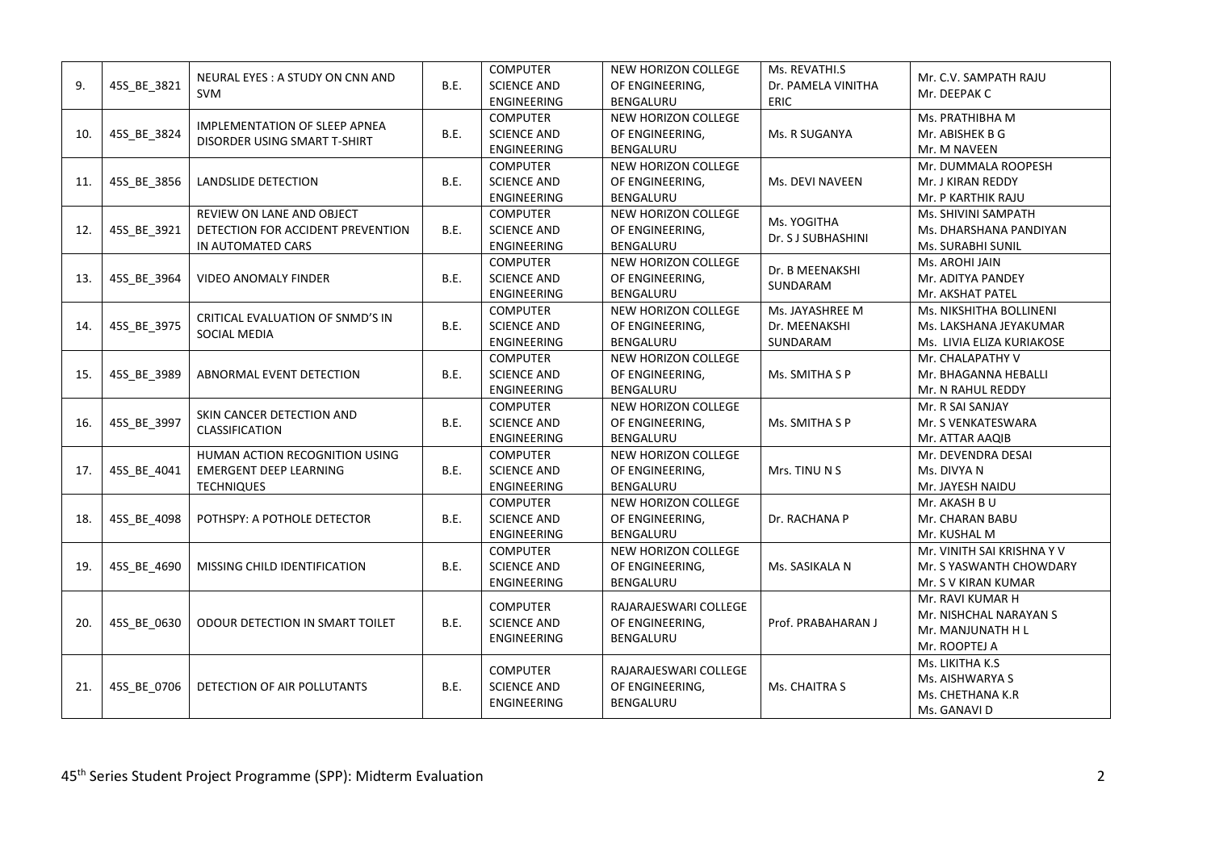| 9. | 45S_BE_3821 | NEURAL EYES : A STUDY ON CNN AND SVM | B.E. | COMPUTER SCIENCE AND ENGINEERING | NEW HORIZON COLLEGE OF ENGINEERING, BENGALURU | Ms. REVATHI.S<br>Dr. PAMELA VINITHA ERIC | Mr. C.V. SAMPATH RAJU<br>Mr. DEEPAK C |
|---|---|---|---|---|---|---|---|
| 10. | 45S_BE_3824 | IMPLEMENTATION OF SLEEP APNEA DISORDER USING SMART T-SHIRT | B.E. | COMPUTER SCIENCE AND ENGINEERING | NEW HORIZON COLLEGE OF ENGINEERING, BENGALURU | Ms. R SUGANYA | Ms. PRATHIBHA M<br>Mr. ABISHEK B G<br>Mr. M NAVEEN |
| 11. | 45S_BE_3856 | LANDSLIDE DETECTION | B.E. | COMPUTER SCIENCE AND ENGINEERING | NEW HORIZON COLLEGE OF ENGINEERING, BENGALURU | Ms. DEVI NAVEEN | Mr. DUMMALA ROOPESH<br>Mr. J KIRAN REDDY<br>Mr. P KARTHIK RAJU |
| 12. | 45S_BE_3921 | REVIEW ON LANE AND OBJECT DETECTION FOR ACCIDENT PREVENTION IN AUTOMATED CARS | B.E. | COMPUTER SCIENCE AND ENGINEERING | NEW HORIZON COLLEGE OF ENGINEERING, BENGALURU | Ms. YOGITHA<br>Dr. S J SUBHASHINI | Ms. SHIVINI SAMPATH<br>Ms. DHARSHANA PANDIYAN<br>Ms. SURABHI SUNIL |
| 13. | 45S_BE_3964 | VIDEO ANOMALY FINDER | B.E. | COMPUTER SCIENCE AND ENGINEERING | NEW HORIZON COLLEGE OF ENGINEERING, BENGALURU | Dr. B MEENAKSHI SUNDARAM | Ms. AROHI JAIN<br>Mr. ADITYA PANDEY<br>Mr. AKSHAT PATEL |
| 14. | 45S_BE_3975 | CRITICAL EVALUATION OF SNMD'S IN SOCIAL MEDIA | B.E. | COMPUTER SCIENCE AND ENGINEERING | NEW HORIZON COLLEGE OF ENGINEERING, BENGALURU | Ms. JAYASHREE M<br>Dr. MEENAKSHI SUNDARAM | Ms. NIKSHITHA BOLLINENI<br>Ms. LAKSHANA JEYAKUMAR<br>Ms. LIVIA ELIZA KURIAKOSE |
| 15. | 45S_BE_3989 | ABNORMAL EVENT DETECTION | B.E. | COMPUTER SCIENCE AND ENGINEERING | NEW HORIZON COLLEGE OF ENGINEERING, BENGALURU | Ms. SMITHA S P | Mr. CHALAPATHY V<br>Mr. BHAGANNA HEBALLI<br>Mr. N RAHUL REDDY |
| 16. | 45S_BE_3997 | SKIN CANCER DETECTION AND CLASSIFICATION | B.E. | COMPUTER SCIENCE AND ENGINEERING | NEW HORIZON COLLEGE OF ENGINEERING, BENGALURU | Ms. SMITHA S P | Mr. R SAI SANJAY<br>Mr. S VENKATESWARA<br>Mr. ATTAR AAQIB |
| 17. | 45S_BE_4041 | HUMAN ACTION RECOGNITION USING EMERGENT DEEP LEARNING TECHNIQUES | B.E. | COMPUTER SCIENCE AND ENGINEERING | NEW HORIZON COLLEGE OF ENGINEERING, BENGALURU | Mrs. TINU N S | Mr. DEVENDRA DESAI<br>Ms. DIVYA N<br>Mr. JAYESH NAIDU |
| 18. | 45S_BE_4098 | POTHSPY: A POTHOLE DETECTOR | B.E. | COMPUTER SCIENCE AND ENGINEERING | NEW HORIZON COLLEGE OF ENGINEERING, BENGALURU | Dr. RACHANA P | Mr. AKASH B U<br>Mr. CHARAN BABU<br>Mr. KUSHAL M |
| 19. | 45S_BE_4690 | MISSING CHILD IDENTIFICATION | B.E. | COMPUTER SCIENCE AND ENGINEERING | NEW HORIZON COLLEGE OF ENGINEERING, BENGALURU | Ms. SASIKALA N | Mr. VINITH SAI KRISHNA Y V<br>Mr. S YASWANTH CHOWDARY<br>Mr. S V KIRAN KUMAR |
| 20. | 45S_BE_0630 | ODOUR DETECTION IN SMART TOILET | B.E. | COMPUTER SCIENCE AND ENGINEERING | RAJARAJESWARI COLLEGE OF ENGINEERING, BENGALURU | Prof. PRABAHARAN J | Mr. RAVI KUMAR H<br>Mr. NISHCHAL NARAYAN S<br>Mr. MANJUNATH H L<br>Mr. ROOPTEJ A |
| 21. | 45S_BE_0706 | DETECTION OF AIR POLLUTANTS | B.E. | COMPUTER SCIENCE AND ENGINEERING | RAJARAJESWARI COLLEGE OF ENGINEERING, BENGALURU | Ms. CHAITRA S | Ms. LIKITHA K.S<br>Ms. AISHWARYA S<br>Ms. CHETHANA K.R<br>Ms. GANAVI D |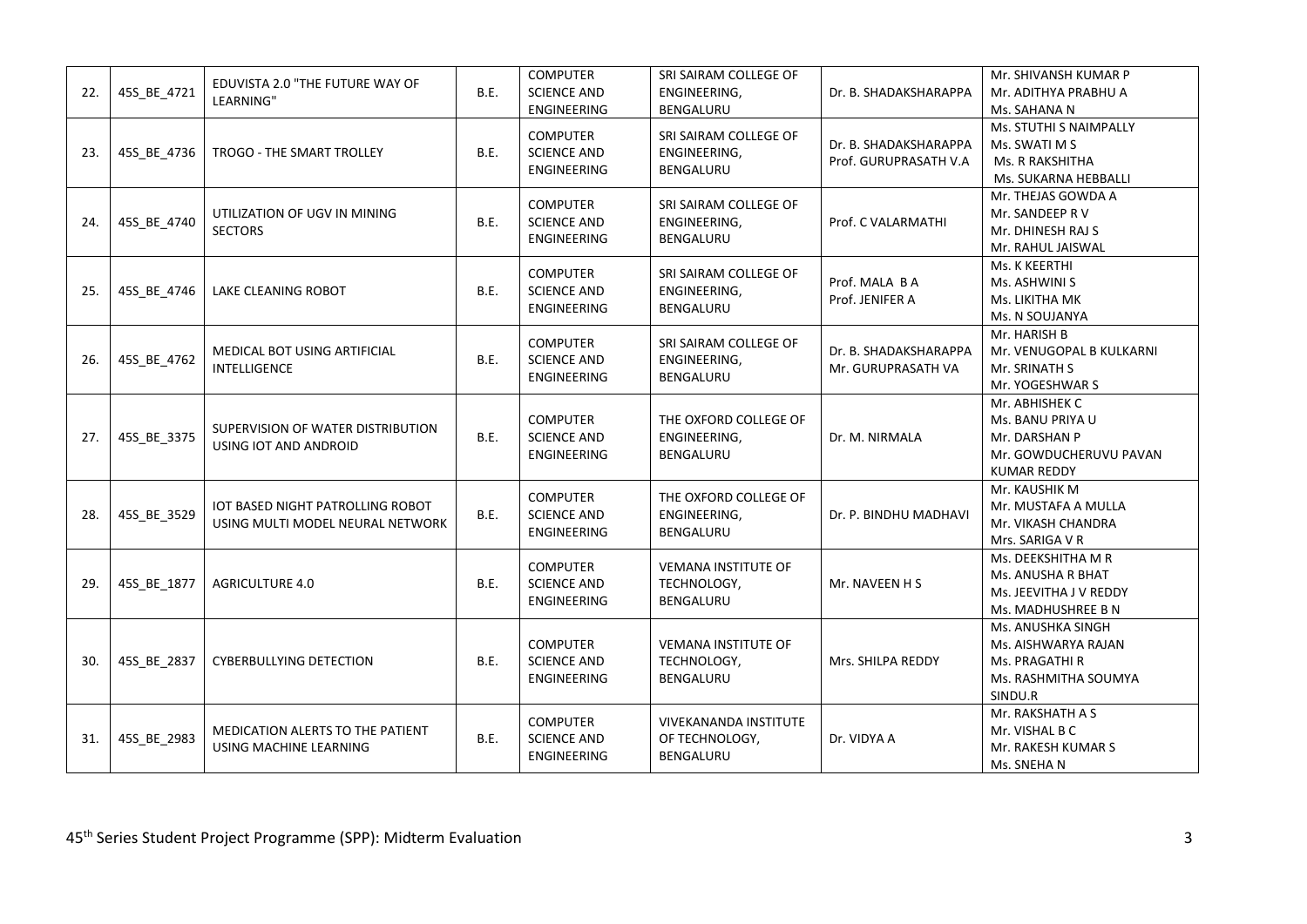| 22. | 45S_BE_4721 | EDUVISTA 2.0 "THE FUTURE WAY OF LEARNING" | B.E. | COMPUTER SCIENCE AND ENGINEERING | SRI SAIRAM COLLEGE OF ENGINEERING, BENGALURU | Dr. B. SHADAKSHARAPPA | Mr. SHIVANSH KUMAR P<br>Mr. ADITHYA PRABHU A<br>Ms. SAHANA N |
|---|---|---|---|---|---|---|---|
| 23. | 45S_BE_4736 | TROGO - THE SMART TROLLEY | B.E. | COMPUTER SCIENCE AND ENGINEERING | SRI SAIRAM COLLEGE OF ENGINEERING, BENGALURU | Dr. B. SHADAKSHARAPPA<br>Prof. GURUPRASATH V.A | Ms. STUTHI S NAIMPALLY<br>Ms. SWATI M S<br>Ms. R RAKSHITHA<br>Ms. SUKARNA HEBBALLI |
| 24. | 45S_BE_4740 | UTILIZATION OF UGV IN MINING SECTORS | B.E. | COMPUTER SCIENCE AND ENGINEERING | SRI SAIRAM COLLEGE OF ENGINEERING, BENGALURU | Prof. C VALARMATHI | Mr. THEJAS GOWDA A<br>Mr. SANDEEP R V<br>Mr. DHINESH RAJ S<br>Mr. RAHUL JAISWAL |
| 25. | 45S_BE_4746 | LAKE CLEANING ROBOT | B.E. | COMPUTER SCIENCE AND ENGINEERING | SRI SAIRAM COLLEGE OF ENGINEERING, BENGALURU | Prof. MALA B A<br>Prof. JENIFER A | Ms. K KEERTHI<br>Ms. ASHWINI S<br>Ms. LIKITHA MK<br>Ms. N SOUJANYA |
| 26. | 45S_BE_4762 | MEDICAL BOT USING ARTIFICIAL INTELLIGENCE | B.E. | COMPUTER SCIENCE AND ENGINEERING | SRI SAIRAM COLLEGE OF ENGINEERING, BENGALURU | Dr. B. SHADAKSHARAPPA<br>Mr. GURUPRASATH VA | Mr. HARISH B<br>Mr. VENUGOPAL B KULKARNI<br>Mr. SRINATH S<br>Mr. YOGESHWAR S |
| 27. | 45S_BE_3375 | SUPERVISION OF WATER DISTRIBUTION USING IOT AND ANDROID | B.E. | COMPUTER SCIENCE AND ENGINEERING | THE OXFORD COLLEGE OF ENGINEERING, BENGALURU | Dr. M. NIRMALA | Mr. ABHISHEK C<br>Ms. BANU PRIYA U<br>Mr. DARSHAN P<br>Mr. GOWDUCHERUVU PAVAN KUMAR REDDY |
| 28. | 45S_BE_3529 | IOT BASED NIGHT PATROLLING ROBOT USING MULTI MODEL NEURAL NETWORK | B.E. | COMPUTER SCIENCE AND ENGINEERING | THE OXFORD COLLEGE OF ENGINEERING, BENGALURU | Dr. P. BINDHU MADHAVI | Mr. KAUSHIK M<br>Mr. MUSTAFA A MULLA<br>Mr. VIKASH CHANDRA<br>Mrs. SARIGA V R |
| 29. | 45S_BE_1877 | AGRICULTURE 4.0 | B.E. | COMPUTER SCIENCE AND ENGINEERING | VEMANA INSTITUTE OF TECHNOLOGY, BENGALURU | Mr. NAVEEN H S | Ms. DEEKSHITHA M R<br>Ms. ANUSHA R BHAT<br>Ms. JEEVITHA J V REDDY<br>Ms. MADHUSHREE B N |
| 30. | 45S_BE_2837 | CYBERBULLYING DETECTION | B.E. | COMPUTER SCIENCE AND ENGINEERING | VEMANA INSTITUTE OF TECHNOLOGY, BENGALURU | Mrs. SHILPA REDDY | Ms. ANUSHKA SINGH<br>Ms. AISHWARYA RAJAN<br>Ms. PRAGATHI R<br>Ms. RASHMITHA SOUMYA SINDU.R |
| 31. | 45S_BE_2983 | MEDICATION ALERTS TO THE PATIENT USING MACHINE LEARNING | B.E. | COMPUTER SCIENCE AND ENGINEERING | VIVEKANANDA INSTITUTE OF TECHNOLOGY, BENGALURU | Dr. VIDYA A | Mr. RAKSHATH A S<br>Mr. VISHAL B C<br>Mr. RAKESH KUMAR S<br>Ms. SNEHA N |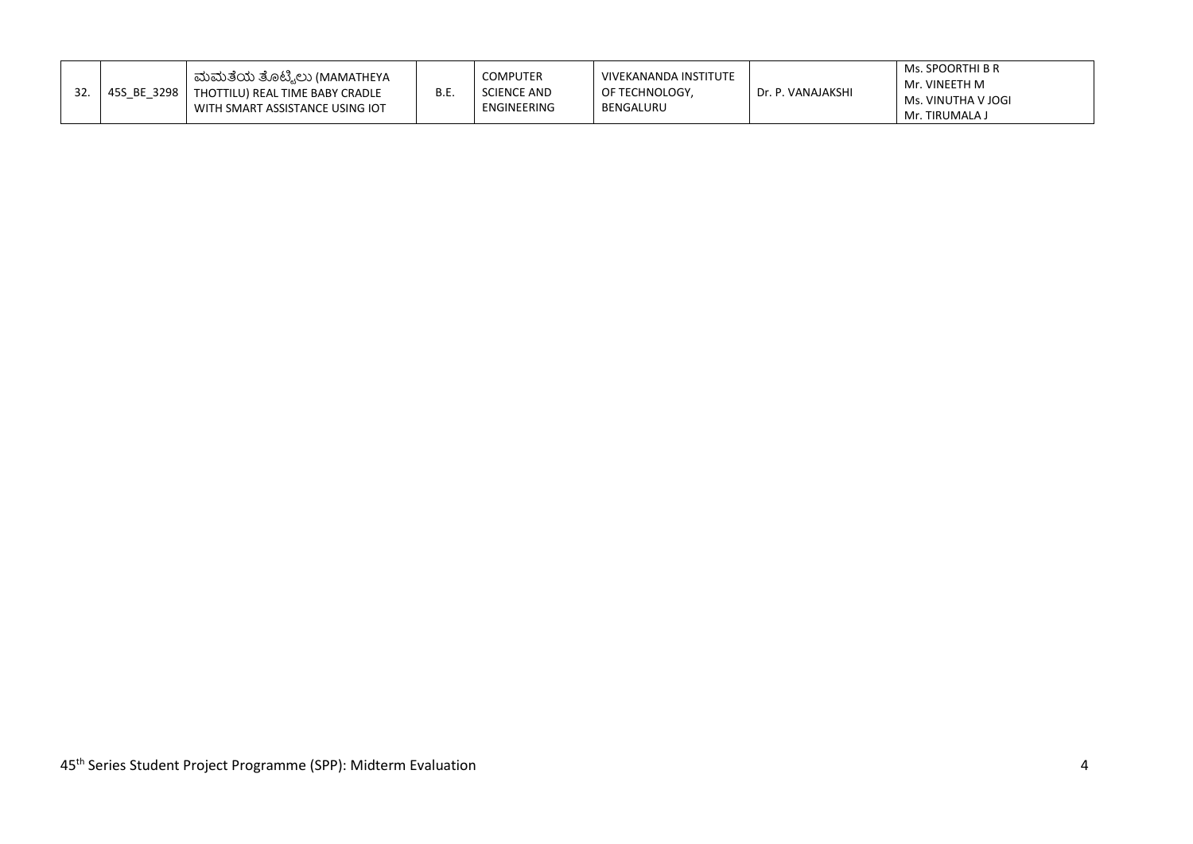| | | | | | | | |
|---|---|---|---|---|---|---|---|
| 32. | 45S_BE_3298 | ಮಮತೆಯ ತೊಟ್ಟಿಲು (MAMATHEYA THOTTILU) REAL TIME BABY CRADLE WITH SMART ASSISTANCE USING IOT | B.E. | COMPUTER SCIENCE AND ENGINEERING | VIVEKANANDA INSTITUTE OF TECHNOLOGY, BENGALURU | Dr. P. VANAJAKSHI | Ms. SPOORTHI B R<br>Mr. VINEETH M<br>Ms. VINUTHA V JOGI<br>Mr. TIRUMALA J |